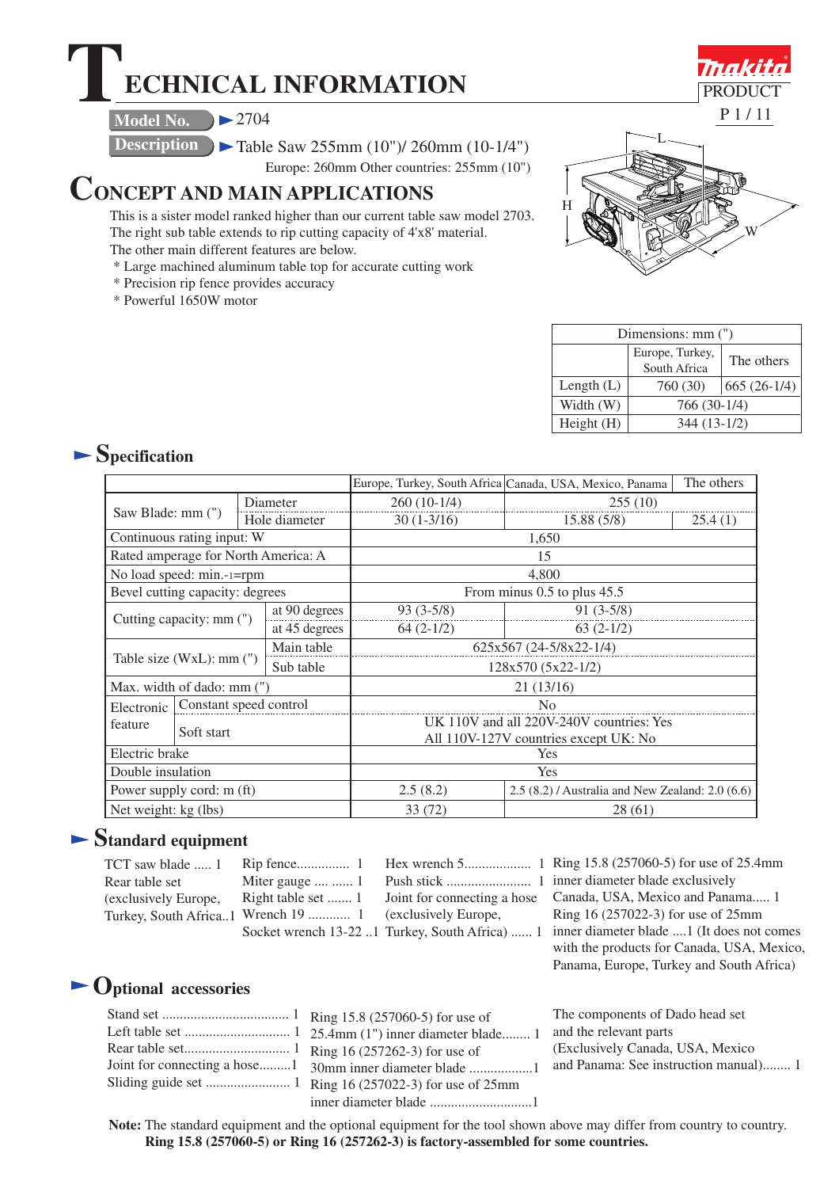# TECHNICAL INFORMATION

PRODUCT

**Model No.** ► 2704

**Description** ► Table Saw 255mm (10")/ 260mm (10-1/4")
Europe: 260mm Other countries: 255mm (10")

# CONCEPT AND MAIN APPLICATIONS

This is a sister model ranked higher than our current table saw model 2703.
The right sub table extends to rip cutting capacity of 4'x8' material.
The other main different features are below.

* Large machined aluminum table top for accurate cutting work
* Precision rip fence provides accuracy
* Powerful 1650W motor

| Dimensions: mm (") | | |
|---|---|---|
| | Europe, Turkey, South Africa | The others |
| Length (L) | 760 (30) | 665 (26-1/4) |
| Width (W) | 766 (30-1/4) | |
| Height (H) | 344 (13-1/2) | |

## ► Specification

| | | | Europe, Turkey, South Africa | Canada, USA, Mexico, Panama | The others |
|---|---|---|---|---|---|
| Saw Blade: mm (") | Diameter | | 260 (10-1/4) | 255 (10) | |
| | Hole diameter | | 30 (1-3/16) | 15.88 (5/8) | 25.4 (1) |
| Continuous rating input: W | | | 1,650 | | |
| Rated amperage for North America: A | | | 15 | | |
| No load speed: min.-1=rpm | | | 4,800 | | |
| Bevel cutting capacity: degrees | | | From minus 0.5 to plus 45.5 | | |
| Cutting capacity: mm (") | at 90 degrees | | 93 (3-5/8) | 91 (3-5/8) | |
| | at 45 degrees | | 64 (2-1/2) | 63 (2-1/2) | |
| Table size (WxL): mm (") | Main table | | 625x567 (24-5/8x22-1/4) | | |
| | Sub table | | 128x570 (5x22-1/2) | | |
| Max. width of dado: mm (") | | | 21 (13/16) | | |
| Electronic feature | Constant speed control | | No | | |
| | Soft start | | UK 110V and all 220V-240V countries: Yes<br>All 110V-127V countries except UK: No | | |
| Electric brake | | | Yes | | |
| Double insulation | | | Yes | | |
| Power supply cord: m (ft) | | | 2.5 (8.2) | 2.5 (8.2) / Australia and New Zealand: 2.0 (6.6) | |
| Net weight: kg (lbs) | | | 33 (72) | 28 (61) | |

## ► Standard equipment

- TCT saw blade ..... 1
- Rear table set (exclusively Europe, Turkey, South Africa..1
- Rip fence............... 1
- Miter gauge .... ...... 1
- Right table set ....... 1
- Wrench 19 ............ 1
- Socket wrench 13-22 ..1
- Hex wrench 5................... 1
- Push stick ........................ 1
- Joint for connecting a hose (exclusively Europe, Turkey, South Africa) ...... 1
- Ring 15.8 (257060-5) for use of 25.4mm inner diameter blade exclusively Canada, USA, Mexico and Panama..... 1
- Ring 16 (257022-3) for use of 25mm inner diameter blade ....1 (It does not comes with the products for Canada, USA, Mexico, Panama, Europe, Turkey and South Africa)

## ► Optional accessories

- Stand set .................................... 1
- Left table set .............................. 1
- Rear table set.............................. 1
- Joint for connecting a hose.........1
- Sliding guide set ........................ 1
- Ring 15.8 (257060-5) for use of 25.4mm (1") inner diameter blade........ 1
- Ring 16 (257262-3) for use of 30mm inner diameter blade ..................1
- Ring 16 (257022-3) for use of 25mm inner diameter blade .............................1
- The components of Dado head set and the relevant parts (Exclusively Canada, USA, Mexico and Panama: See instruction manual)........ 1

**Note:** The standard equipment and the optional equipment for the tool shown above may differ from country to country.
**Ring 15.8 (257060-5) or Ring 16 (257262-3) is factory-assembled for some countries.**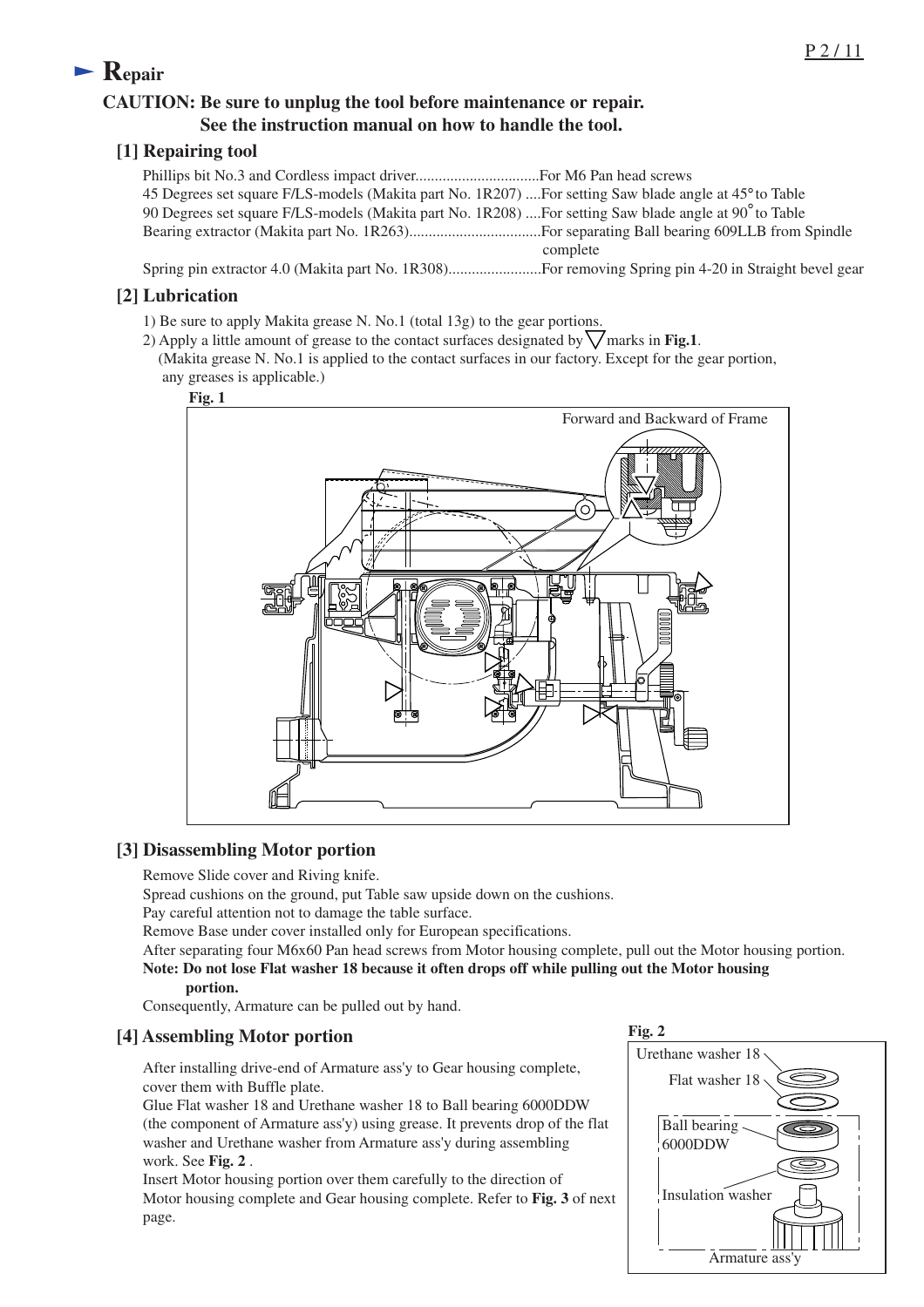# ► Repair

**CAUTION: Be sure to unplug the tool before maintenance or repair.**
**See the instruction manual on how to handle the tool.**

## [1] Repairing tool

Phillips bit No.3 and Cordless impact driver................................For M6 Pan head screws
45 Degrees set square F/LS-models (Makita part No. 1R207) ....For setting Saw blade angle at 45° to Table
90 Degrees set square F/LS-models (Makita part No. 1R208) ....For setting Saw blade angle at 90° to Table
Bearing extractor (Makita part No. 1R263)..................................For separating Ball bearing 609LLB from Spindle complete
Spring pin extractor 4.0 (Makita part No. 1R308)........................For removing Spring pin 4-20 in Straight bevel gear

## [2] Lubrication

1) Be sure to apply Makita grease N. No.1 (total 13g) to the gear portions.
2) Apply a little amount of grease to the contact surfaces designated by ▽ marks in **Fig.1**.
(Makita grease N. No.1 is applied to the contact surfaces in our factory. Except for the gear portion, any greases is applicable.)

**Fig. 1**

Forward and Backward of Frame

## [3] Disassembling Motor portion

Remove Slide cover and Riving knife.
Spread cushions on the ground, put Table saw upside down on the cushions.
Pay careful attention not to damage the table surface.
Remove Base under cover installed only for European specifications.
After separating four M6x60 Pan head screws from Motor housing complete, pull out the Motor housing portion.
**Note: Do not lose Flat washer 18 because it often drops off while pulling out the Motor housing portion.**
Consequently, Armature can be pulled out by hand.

## [4] Assembling Motor portion

After installing drive-end of Armature ass'y to Gear housing complete, cover them with Buffle plate.
Glue Flat washer 18 and Urethane washer 18 to Ball bearing 6000DDW (the component of Armature ass'y) using grease. It prevents drop of the flat washer and Urethane washer from Armature ass'y during assembling work. See **Fig. 2** .
Insert Motor housing portion over them carefully to the direction of Motor housing complete and Gear housing complete. Refer to **Fig. 3** of next page.

**Fig. 2**

Urethane washer 18
Flat washer 18
Ball bearing 6000DDW
Insulation washer
Armature ass'y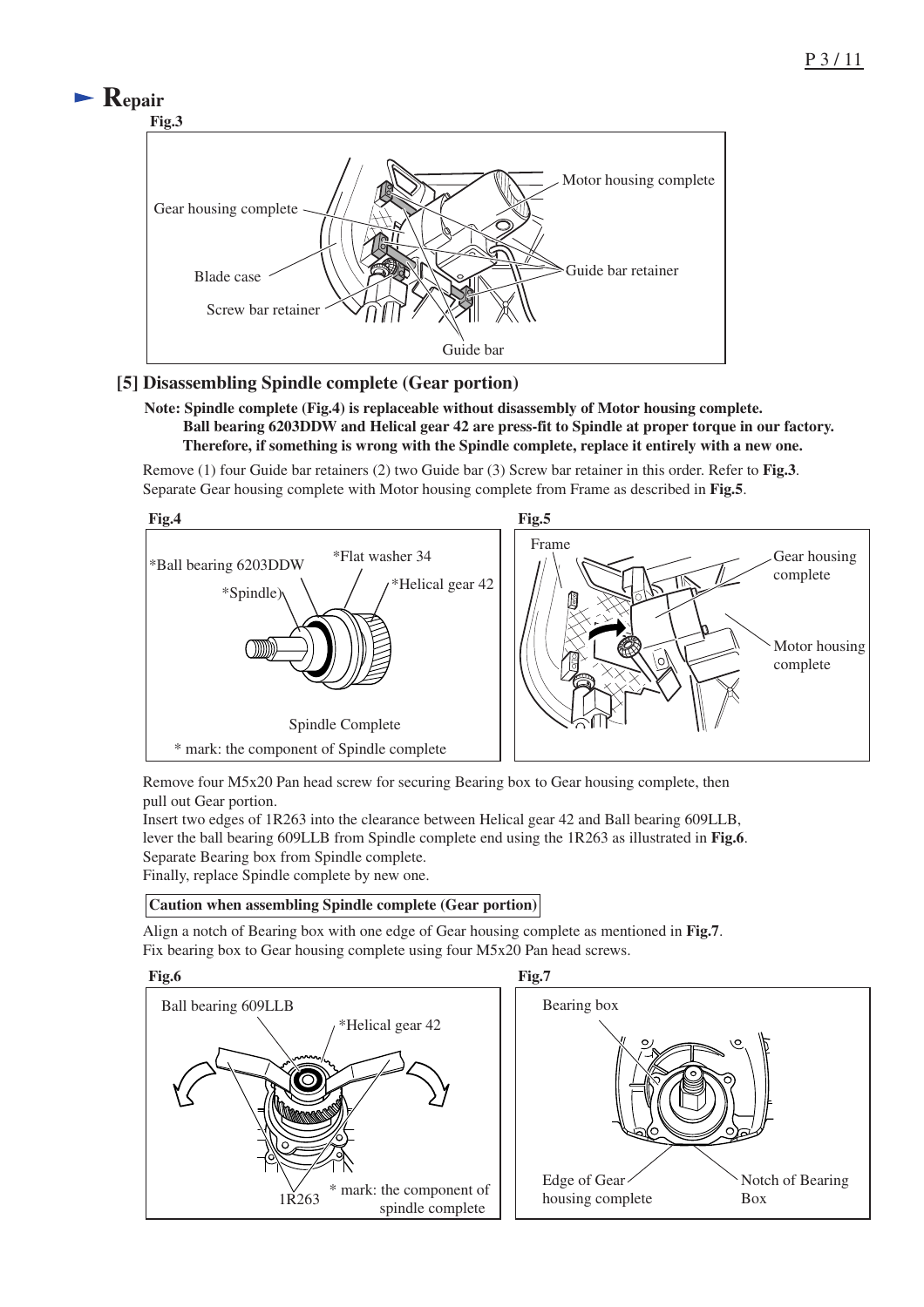# Repair

**Fig.3**

Gear housing complete, Motor housing complete, Blade case, Guide bar retainer, Screw bar retainer, Guide bar

## [5] Disassembling Spindle complete (Gear portion)

**Note: Spindle complete (Fig.4) is replaceable without disassembly of Motor housing complete.**
**Ball bearing 6203DDW and Helical gear 42 are press-fit to Spindle at proper torque in our factory.**
**Therefore, if something is wrong with the Spindle complete, replace it entirely with a new one.**

Remove (1) four Guide bar retainers (2) two Guide bar (3) Screw bar retainer in this order. Refer to **Fig.3**.
Separate Gear housing complete with Motor housing complete from Frame as described in **Fig.5**.

**Fig.4**

*Ball bearing 6203DDW, *Flat washer 34, *Spindle, *Helical gear 42

Spindle Complete

* mark: the component of Spindle complete

**Fig.5**

Frame, Gear housing complete, Motor housing complete

Remove four M5x20 Pan head screw for securing Bearing box to Gear housing complete, then pull out Gear portion.
Insert two edges of 1R263 into the clearance between Helical gear 42 and Ball bearing 609LLB, lever the ball bearing 609LLB from Spindle complete end using the 1R263 as illustrated in **Fig.6**.
Separate Bearing box from Spindle complete.
Finally, replace Spindle complete by new one.

**Caution when assembling Spindle complete (Gear portion)**

Align a notch of Bearing box with one edge of Gear housing complete as mentioned in **Fig.7**.
Fix bearing box to Gear housing complete using four M5x20 Pan head screws.

**Fig.6**

Ball bearing 609LLB, *Helical gear 42, 1R263

* mark: the component of spindle complete

**Fig.7**

Bearing box, Edge of Gear housing complete, Notch of Bearing Box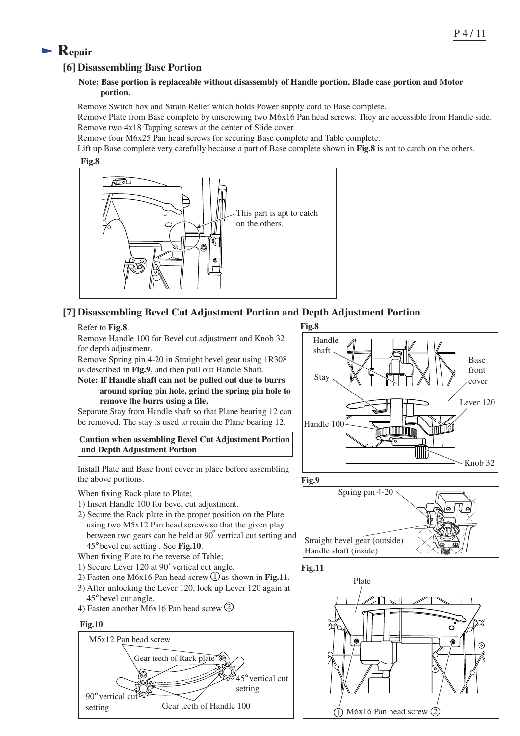# Repair

## [6] Disassembling Base Portion

**Note: Base portion is replaceable without disassembly of Handle portion, Blade case portion and Motor portion.**

Remove Switch box and Strain Relief which holds Power supply cord to Base complete.
Remove Plate from Base complete by unscrewing two M6x16 Pan head screws. They are accessible from Handle side.
Remove two 4x18 Tapping screws at the center of Slide cover.
Remove four M6x25 Pan head screws for securing Base complete and Table complete.
Lift up Base complete very carefully because a part of Base complete shown in **Fig.8** is apt to catch on the others.

**Fig.8**

This part is apt to catch on the others.

## [7] Disassembling Bevel Cut Adjustment Portion and Depth Adjustment Portion

Refer to **Fig.8**.
Remove Handle 100 for Bevel cut adjustment and Knob 32 for depth adjustment.
Remove Spring pin 4-20 in Straight bevel gear using 1R308 as described in **Fig.9**, and then pull out Handle Shaft.

**Note: If Handle shaft can not be pulled out due to burrs around spring pin hole, grind the spring pin hole to remove the burrs using a file.**

Separate Stay from Handle shaft so that Plane bearing 12 can be removed. The stay is used to retain the Plane bearing 12.

**Caution when assembling Bevel Cut Adjustment Portion and Depth Adjustment Portion**

Install Plate and Base front cover in place before assembling the above portions.

When fixing Rack plate to Plate;
1) Insert Handle 100 for bevel cut adjustment.
2) Secure the Rack plate in the proper position on the Plate using two M5x12 Pan head screws so that the given play between two gears can be held at 90° vertical cut setting and 45° bevel cut setting . See **Fig.10**.

When fixing Plate to the reverse of Table;
1) Secure Lever 120 at 90° vertical cut angle.
2) Fasten one M6x16 Pan head screw ① as shown in **Fig.11**.
3) After unlocking the Lever 120, lock up Lever 120 again at 45° bevel cut angle.
4) Fasten another M6x16 Pan head screw ②.

**Fig.10**

M5x12 Pan head screw; Gear teeth of Rack plate; 45° vertical cut setting; 90° vertical cut setting; Gear teeth of Handle 100

**Fig.8**

Handle shaft; Stay; Base front cover; Lever 120; Handle 100; Knob 32

**Fig.9**

Spring pin 4-20; Straight bevel gear (outside); Handle shaft (inside)

**Fig.11**

Plate; ① M6x16 Pan head screw ②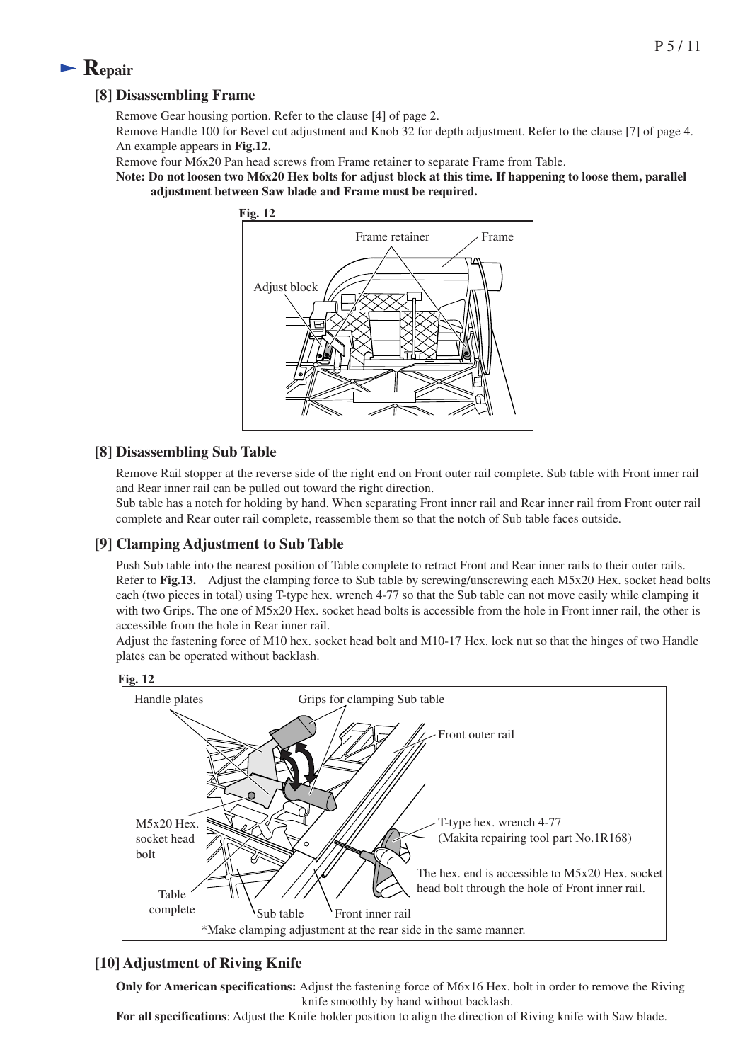# Repair

## [8] Disassembling Frame

Remove Gear housing portion. Refer to the clause [4] of page 2.
Remove Handle 100 for Bevel cut adjustment and Knob 32 for depth adjustment. Refer to the clause [7] of page 4.
An example appears in **Fig.12.**
Remove four M6x20 Pan head screws from Frame retainer to separate Frame from Table.
**Note: Do not loosen two M6x20 Hex bolts for adjust block at this time. If happening to loose them, parallel adjustment between Saw blade and Frame must be required.**

**Fig. 12**

Frame retainer, Frame, Adjust block

## [8] Disassembling Sub Table

Remove Rail stopper at the reverse side of the right end on Front outer rail complete. Sub table with Front inner rail and Rear inner rail can be pulled out toward the right direction.
Sub table has a notch for holding by hand. When separating Front inner rail and Rear inner rail from Front outer rail complete and Rear outer rail complete, reassemble them so that the notch of Sub table faces outside.

## [9] Clamping Adjustment to Sub Table

Push Sub table into the nearest position of Table complete to retract Front and Rear inner rails to their outer rails.
Refer to **Fig.13.** Adjust the clamping force to Sub table by screwing/unscrewing each M5x20 Hex. socket head bolts each (two pieces in total) using T-type hex. wrench 4-77 so that the Sub table can not move easily while clamping it with two Grips. The one of M5x20 Hex. socket head bolts is accessible from the hole in Front inner rail, the other is accessible from the hole in Rear inner rail.
Adjust the fastening force of M10 hex. socket head bolt and M10-17 Hex. lock nut so that the hinges of two Handle plates can be operated without backlash.

**Fig. 12**

Handle plates, Grips for clamping Sub table, Front outer rail, M5x20 Hex. socket head bolt, T-type hex. wrench 4-77 (Makita repairing tool part No.1R168), The hex. end is accessible to M5x20 Hex. socket head bolt through the hole of Front inner rail., Table complete, Sub table, Front inner rail

*Make clamping adjustment at the rear side in the same manner.

## [10] Adjustment of Riving Knife

**Only for American specifications:** Adjust the fastening force of M6x16 Hex. bolt in order to remove the Riving knife smoothly by hand without backlash.
**For all specifications**: Adjust the Knife holder position to align the direction of Riving knife with Saw blade.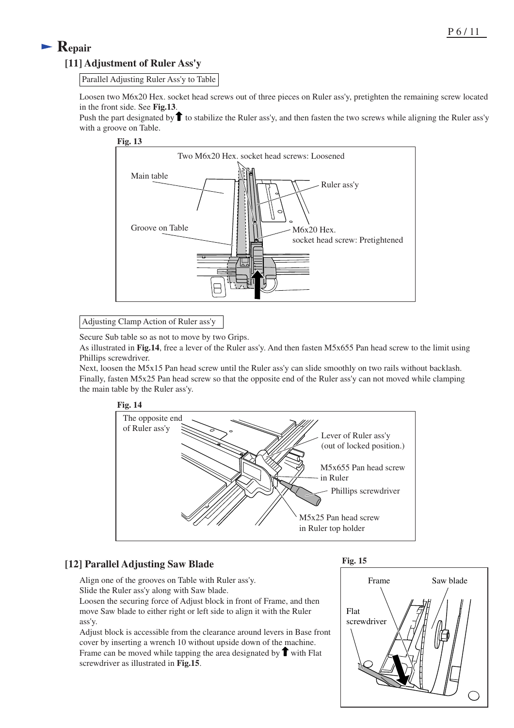# Repair

## [11] Adjustment of Ruler Ass'y

Parallel Adjusting Ruler Ass'y to Table

Loosen two M6x20 Hex. socket head screws out of three pieces on Ruler ass'y, pretighten the remaining screw located in the front side. See **Fig.13**.
Push the part designated by ⬆ to stabilize the Ruler ass'y, and then fasten the two screws while aligning the Ruler ass'y with a groove on Table.

**Fig. 13**

Two M6x20 Hex. socket head screws: Loosened

Main table

Ruler ass'y

Groove on Table

M6x20 Hex. socket head screw: Pretightened

Adjusting Clamp Action of Ruler ass'y

Secure Sub table so as not to move by two Grips.
As illustrated in **Fig.14**, free a lever of the Ruler ass'y. And then fasten M5x655 Pan head screw to the limit using Phillips screwdriver.
Next, loosen the M5x15 Pan head screw until the Ruler ass'y can slide smoothly on two rails without backlash.
Finally, fasten M5x25 Pan head screw so that the opposite end of the Ruler ass'y can not moved while clamping the main table by the Ruler ass'y.

**Fig. 14**

The opposite end of Ruler ass'y

Lever of Ruler ass'y (out of locked position.)

M5x655 Pan head screw in Ruler

Phillips screwdriver

M5x25 Pan head screw in Ruler top holder

## [12] Parallel Adjusting Saw Blade

Align one of the grooves on Table with Ruler ass'y.
Slide the Ruler ass'y along with Saw blade.
Loosen the securing force of Adjust block in front of Frame, and then move Saw blade to either right or left side to align it with the Ruler ass'y.
Adjust block is accessible from the clearance around levers in Base front cover by inserting a wrench 10 without upside down of the machine.
Frame can be moved while tapping the area designated by ⬆ with Flat screwdriver as illustrated in **Fig.15**.

**Fig. 15**

Frame

Saw blade

Flat screwdriver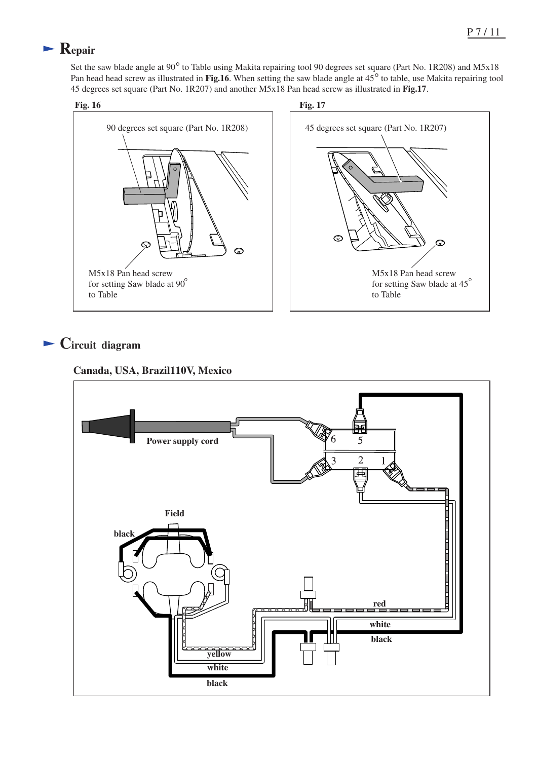## ► Repair

Set the saw blade angle at 90° to Table using Makita repairing tool 90 degrees set square (Part No. 1R208) and M5x18 Pan head head screw as illustrated in **Fig.16**. When setting the saw blade angle at 45° to table, use Makita repairing tool 45 degrees set square (Part No. 1R207) and another M5x18 Pan head screw as illustrated in **Fig.17**.

**Fig. 16**

90 degrees set square (Part No. 1R208)

M5x18 Pan head screw for setting Saw blade at 90° to Table

**Fig. 17**

45 degrees set square (Part No. 1R207)

M5x18 Pan head screw for setting Saw blade at 45° to Table

## ► Circuit diagram

**Canada, USA, Brazil110V, Mexico**

Power supply cord

6 5
3 2 1

Field

black

red

white

black

yellow

white

black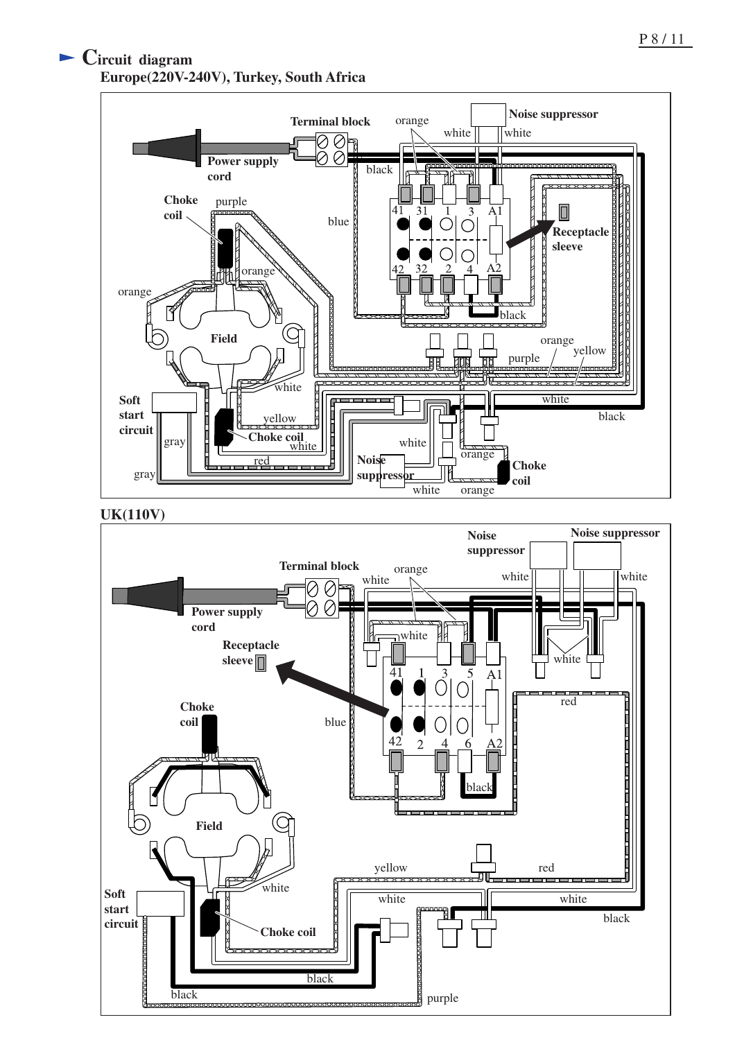## Circuit diagram

### Europe(220V-240V), Turkey, South Africa

Terminal block
orange
white
white
Noise suppressor
Power supply cord
black
Choke coil
purple
blue
41 31 1 3 A1
Receptacle sleeve
orange
42 32 2 4 A2
orange
Field
black
orange
yellow
purple
white
Soft start circuit
yellow
white
black
Choke coil
white
gray
white
red
Noise suppressor
orange
Choke coil
gray
white
orange

### UK(110V)

Noise suppressor
Noise suppressor
Terminal block
orange
white
white
white
Power supply cord
white
Receptacle sleeve
white
41 1 3 5 A1
Choke coil
red
blue
42 2 4 6 A2
black
Field
yellow
red
white
Soft start circuit
white
white
black
Choke coil
black
black
purple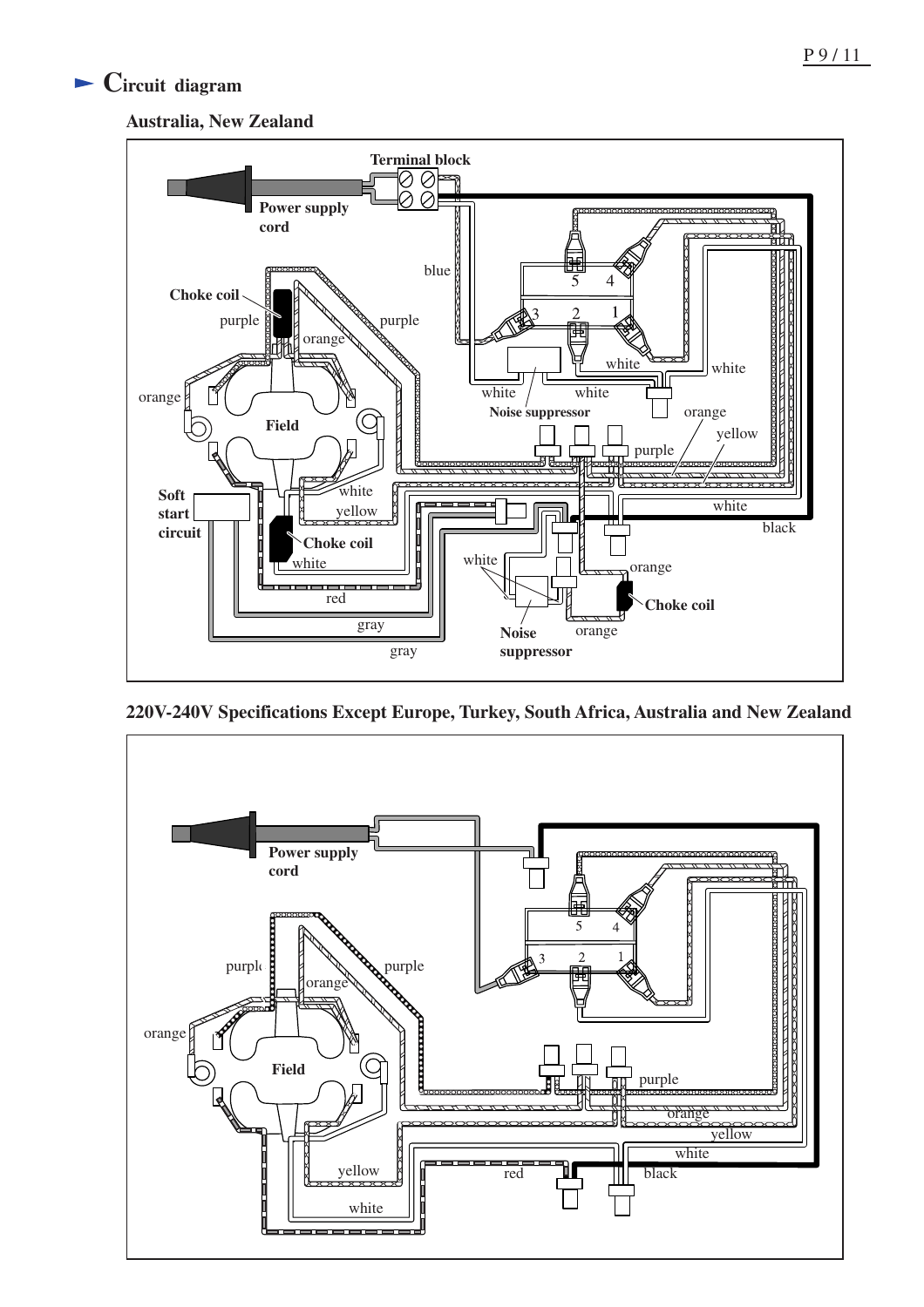## Circuit diagram

### Australia, New Zealand

Terminal block

Power supply cord

blue

Choke coil

purple

purple

orange

orange

Field

white

white

white

white

Noise suppressor

orange

yellow

purple

white

yellow

Soft start circuit

Choke coil

white

white

black

white

orange

red

Choke coil

gray

orange

gray

Noise suppressor

### 220V-240V Specifications Except Europe, Turkey, South Africa, Australia and New Zealand

Power supply cord

purple

orange

purple

orange

Field

purple

orange

yellow

yellow

white

red

black

white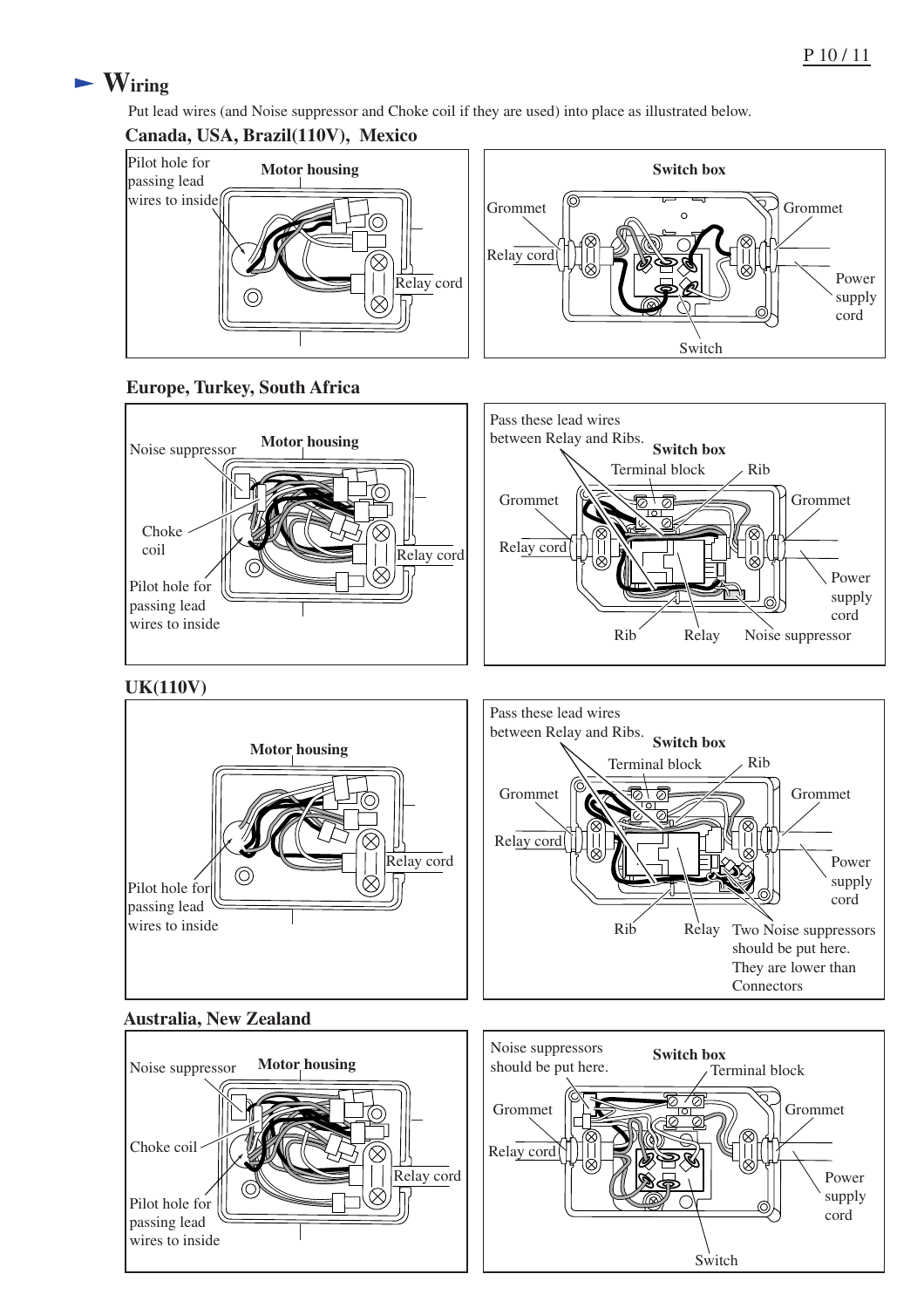# Wiring

Put lead wires (and Noise suppressor and Choke coil if they are used) into place as illustrated below.

### Canada, USA, Brazil(110V), Mexico

**Motor housing**

Pilot hole for passing lead wires to inside

Relay cord

**Switch box**

Grommet

Relay cord

Grommet

Power supply cord

Switch

### Europe, Turkey, South Africa

**Motor housing**

Noise suppressor

Choke coil

Pilot hole for passing lead wires to inside

Relay cord

**Switch box**

Pass these lead wires between Relay and Ribs.

Terminal block

Rib

Grommet

Relay cord

Grommet

Power supply cord

Rib

Relay

Noise suppressor

### UK(110V)

**Motor housing**

Pilot hole for passing lead wires to inside

Relay cord

**Switch box**

Pass these lead wires between Relay and Ribs.

Terminal block

Rib

Grommet

Relay cord

Grommet

Power supply cord

Rib

Relay

Two Noise suppressors should be put here. They are lower than Connectors

### Australia, New Zealand

**Motor housing**

Noise suppressor

Choke coil

Pilot hole for passing lead wires to inside

Relay cord

**Switch box**

Noise suppressors should be put here.

Terminal block

Grommet

Relay cord

Grommet

Power supply cord

Switch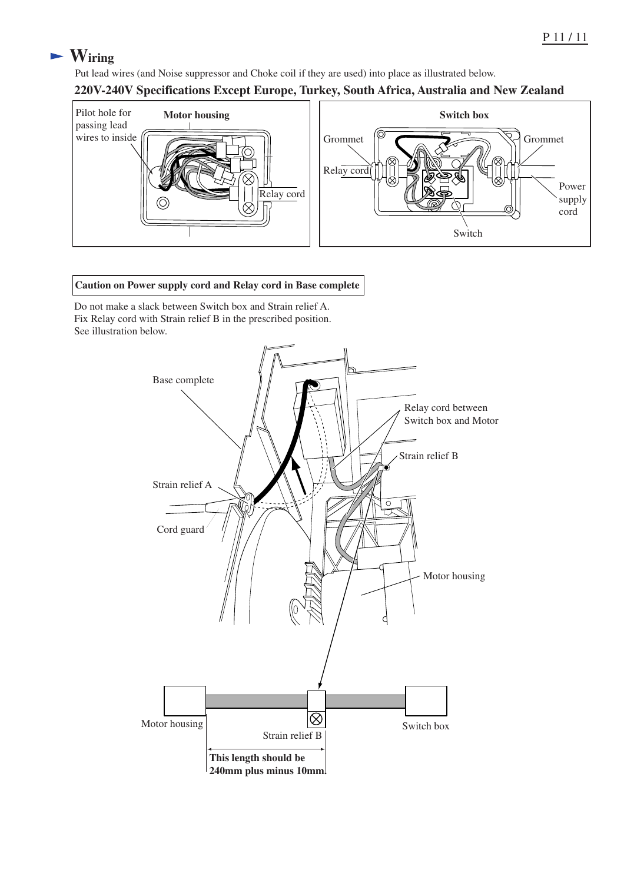## Wiring

Put lead wires (and Noise suppressor and Choke coil if they are used) into place as illustrated below.

**220V-240V Specifications Except Europe, Turkey, South Africa, Australia and New Zealand**

Pilot hole for passing lead wires to inside

**Motor housing**

Relay cord

**Switch box**

Grommet

Grommet

Relay cord

Power supply cord

Switch

**Caution on Power supply cord and Relay cord in Base complete**

Do not make a slack between Switch box and Strain relief A.
Fix Relay cord with Strain relief B in the prescribed position.
See illustration below.

Base complete

Relay cord between Switch box and Motor

Strain relief B

Strain relief A

Cord guard

Motor housing

Motor housing

Strain relief B

Switch box

**This length should be 240mm plus minus 10mm.**